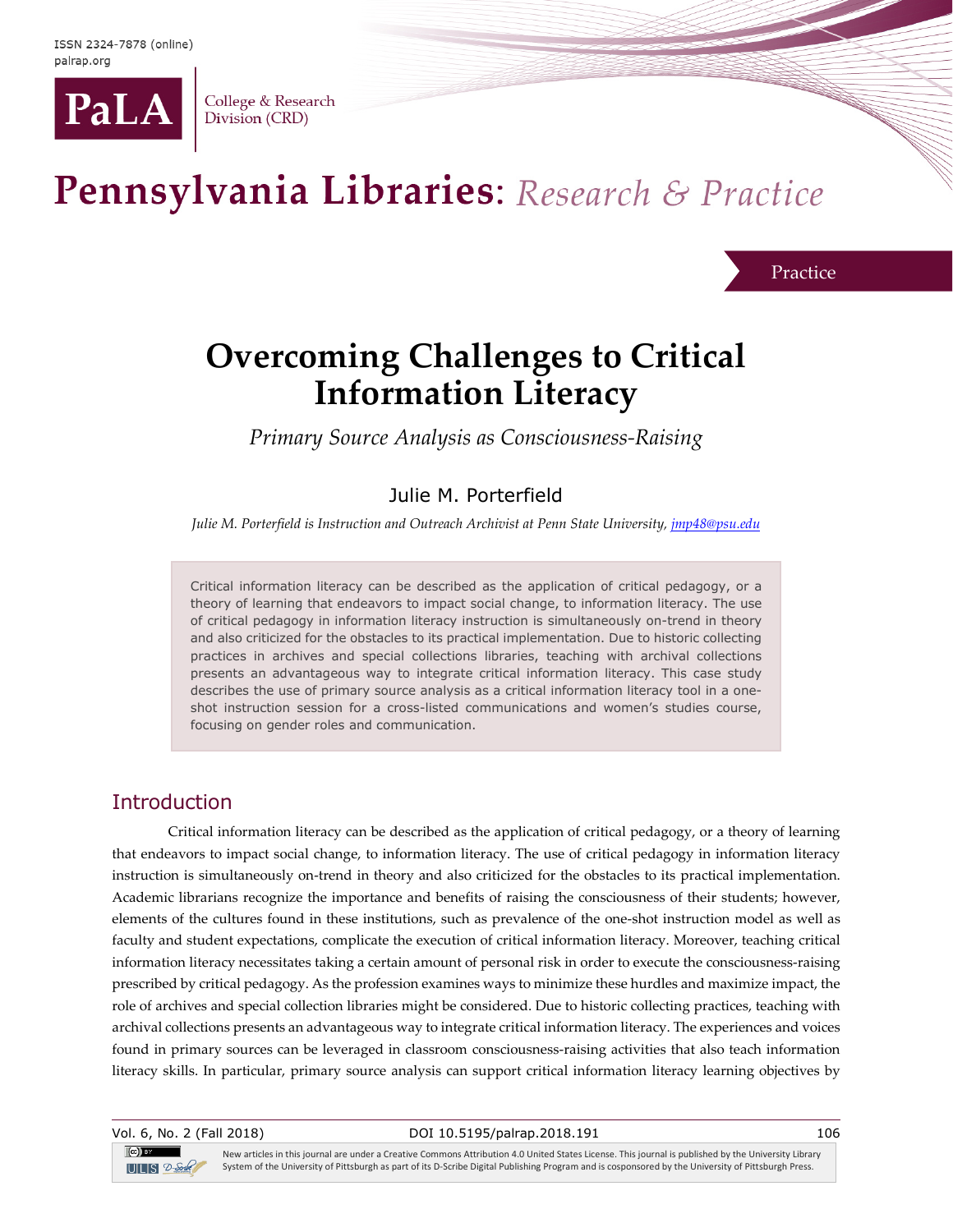Practice

# Overcoming Challenges to Critical Information Literacy

*Primary Source Analysis as Consciousness-Raising*

Julie M. Porterfield

*Julie M. Porterfield is Instruction and Outreach Archivist at Penn State University, jmp48@psu.edu*

> Critical information literacy can be described as the application of critical pedagogy, or a theory of learning that endeavors to impact social change, to information literacy. The use of critical pedagogy in information literacy instruction is simultaneously on-trend in theory and also criticized for the obstacles to its practical implementation. Due to historic collecting practices in archives and special collections libraries, teaching with archival collections presents an advantageous way to integrate critical information literacy. This case study describes the use of primary source analysis as a critical information literacy tool in a one-shot instruction session for a cross-listed communications and women's studies course, focusing on gender roles and communication.

## Introduction

Critical information literacy can be described as the application of critical pedagogy, or a theory of learning that endeavors to impact social change, to information literacy. The use of critical pedagogy in information literacy instruction is simultaneously on-trend in theory and also criticized for the obstacles to its practical implementation. Academic librarians recognize the importance and benefits of raising the consciousness of their students; however, elements of the cultures found in these institutions, such as prevalence of the one-shot instruction model as well as faculty and student expectations, complicate the execution of critical information literacy. Moreover, teaching critical information literacy necessitates taking a certain amount of personal risk in order to execute the consciousness-raising prescribed by critical pedagogy. As the profession examines ways to minimize these hurdles and maximize impact, the role of archives and special collection libraries might be considered. Due to historic collecting practices, teaching with archival collections presents an advantageous way to integrate critical information literacy. The experiences and voices found in primary sources can be leveraged in classroom consciousness-raising activities that also teach information literacy skills. In particular, primary source analysis can support critical information literacy learning objectives by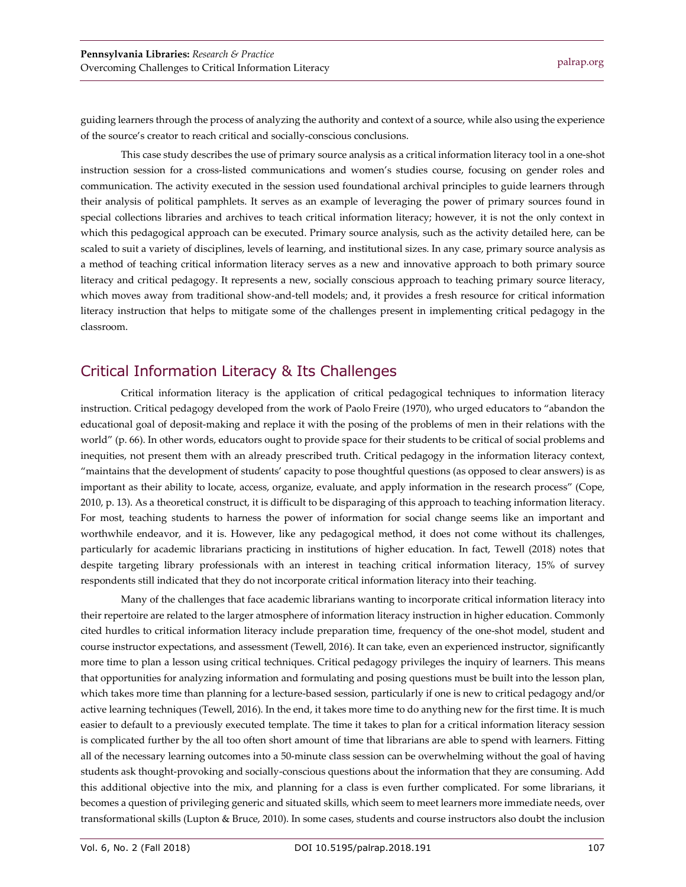guiding learners through the process of analyzing the authority and context of a source, while also using the experience of the source's creator to reach critical and socially-conscious conclusions.

This case study describes the use of primary source analysis as a critical information literacy tool in a one-shot instruction session for a cross-listed communications and women's studies course, focusing on gender roles and communication. The activity executed in the session used foundational archival principles to guide learners through their analysis of political pamphlets. It serves as an example of leveraging the power of primary sources found in special collections libraries and archives to teach critical information literacy; however, it is not the only context in which this pedagogical approach can be executed. Primary source analysis, such as the activity detailed here, can be scaled to suit a variety of disciplines, levels of learning, and institutional sizes. In any case, primary source analysis as a method of teaching critical information literacy serves as a new and innovative approach to both primary source literacy and critical pedagogy. It represents a new, socially conscious approach to teaching primary source literacy, which moves away from traditional show-and-tell models; and, it provides a fresh resource for critical information literacy instruction that helps to mitigate some of the challenges present in implementing critical pedagogy in the classroom.

## Critical Information Literacy & Its Challenges

Critical information literacy is the application of critical pedagogical techniques to information literacy instruction. Critical pedagogy developed from the work of Paolo Freire (1970), who urged educators to "abandon the educational goal of deposit-making and replace it with the posing of the problems of men in their relations with the world" (p. 66). In other words, educators ought to provide space for their students to be critical of social problems and inequities, not present them with an already prescribed truth. Critical pedagogy in the information literacy context, "maintains that the development of students' capacity to pose thoughtful questions (as opposed to clear answers) is as important as their ability to locate, access, organize, evaluate, and apply information in the research process" (Cope, 2010, p. 13). As a theoretical construct, it is difficult to be disparaging of this approach to teaching information literacy. For most, teaching students to harness the power of information for social change seems like an important and worthwhile endeavor, and it is. However, like any pedagogical method, it does not come without its challenges, particularly for academic librarians practicing in institutions of higher education. In fact, Tewell (2018) notes that despite targeting library professionals with an interest in teaching critical information literacy, 15% of survey respondents still indicated that they do not incorporate critical information literacy into their teaching.

Many of the challenges that face academic librarians wanting to incorporate critical information literacy into their repertoire are related to the larger atmosphere of information literacy instruction in higher education. Commonly cited hurdles to critical information literacy include preparation time, frequency of the one-shot model, student and course instructor expectations, and assessment (Tewell, 2016). It can take, even an experienced instructor, significantly more time to plan a lesson using critical techniques. Critical pedagogy privileges the inquiry of learners. This means that opportunities for analyzing information and formulating and posing questions must be built into the lesson plan, which takes more time than planning for a lecture-based session, particularly if one is new to critical pedagogy and/or active learning techniques (Tewell, 2016). In the end, it takes more time to do anything new for the first time. It is much easier to default to a previously executed template. The time it takes to plan for a critical information literacy session is complicated further by the all too often short amount of time that librarians are able to spend with learners. Fitting all of the necessary learning outcomes into a 50-minute class session can be overwhelming without the goal of having students ask thought-provoking and socially-conscious questions about the information that they are consuming. Add this additional objective into the mix, and planning for a class is even further complicated. For some librarians, it becomes a question of privileging generic and situated skills, which seem to meet learners more immediate needs, over transformational skills (Lupton & Bruce, 2010). In some cases, students and course instructors also doubt the inclusion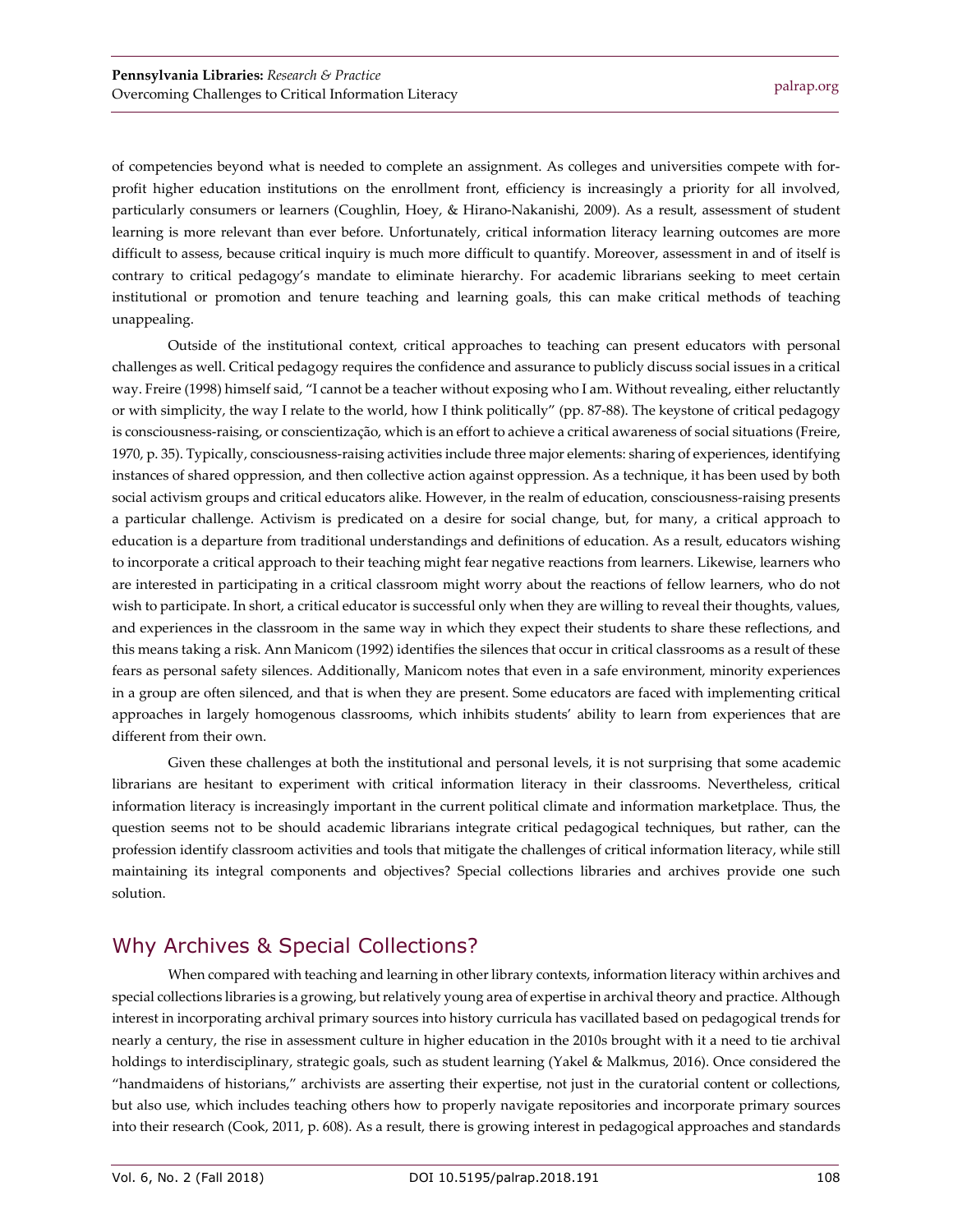of competencies beyond what is needed to complete an assignment. As colleges and universities compete with for-profit higher education institutions on the enrollment front, efficiency is increasingly a priority for all involved, particularly consumers or learners (Coughlin, Hoey, & Hirano-Nakanishi, 2009). As a result, assessment of student learning is more relevant than ever before. Unfortunately, critical information literacy learning outcomes are more difficult to assess, because critical inquiry is much more difficult to quantify. Moreover, assessment in and of itself is contrary to critical pedagogy's mandate to eliminate hierarchy. For academic librarians seeking to meet certain institutional or promotion and tenure teaching and learning goals, this can make critical methods of teaching unappealing.

Outside of the institutional context, critical approaches to teaching can present educators with personal challenges as well. Critical pedagogy requires the confidence and assurance to publicly discuss social issues in a critical way. Freire (1998) himself said, "I cannot be a teacher without exposing who I am. Without revealing, either reluctantly or with simplicity, the way I relate to the world, how I think politically" (pp. 87-88). The keystone of critical pedagogy is consciousness-raising, or conscientização, which is an effort to achieve a critical awareness of social situations (Freire, 1970, p. 35). Typically, consciousness-raising activities include three major elements: sharing of experiences, identifying instances of shared oppression, and then collective action against oppression. As a technique, it has been used by both social activism groups and critical educators alike. However, in the realm of education, consciousness-raising presents a particular challenge. Activism is predicated on a desire for social change, but, for many, a critical approach to education is a departure from traditional understandings and definitions of education. As a result, educators wishing to incorporate a critical approach to their teaching might fear negative reactions from learners. Likewise, learners who are interested in participating in a critical classroom might worry about the reactions of fellow learners, who do not wish to participate. In short, a critical educator is successful only when they are willing to reveal their thoughts, values, and experiences in the classroom in the same way in which they expect their students to share these reflections, and this means taking a risk. Ann Manicom (1992) identifies the silences that occur in critical classrooms as a result of these fears as personal safety silences. Additionally, Manicom notes that even in a safe environment, minority experiences in a group are often silenced, and that is when they are present. Some educators are faced with implementing critical approaches in largely homogenous classrooms, which inhibits students' ability to learn from experiences that are different from their own.

Given these challenges at both the institutional and personal levels, it is not surprising that some academic librarians are hesitant to experiment with critical information literacy in their classrooms. Nevertheless, critical information literacy is increasingly important in the current political climate and information marketplace. Thus, the question seems not to be should academic librarians integrate critical pedagogical techniques, but rather, can the profession identify classroom activities and tools that mitigate the challenges of critical information literacy, while still maintaining its integral components and objectives? Special collections libraries and archives provide one such solution.

## Why Archives & Special Collections?

When compared with teaching and learning in other library contexts, information literacy within archives and special collections libraries is a growing, but relatively young area of expertise in archival theory and practice. Although interest in incorporating archival primary sources into history curricula has vacillated based on pedagogical trends for nearly a century, the rise in assessment culture in higher education in the 2010s brought with it a need to tie archival holdings to interdisciplinary, strategic goals, such as student learning (Yakel & Malkmus, 2016). Once considered the "handmaidens of historians," archivists are asserting their expertise, not just in the curatorial content or collections, but also use, which includes teaching others how to properly navigate repositories and incorporate primary sources into their research (Cook, 2011, p. 608). As a result, there is growing interest in pedagogical approaches and standards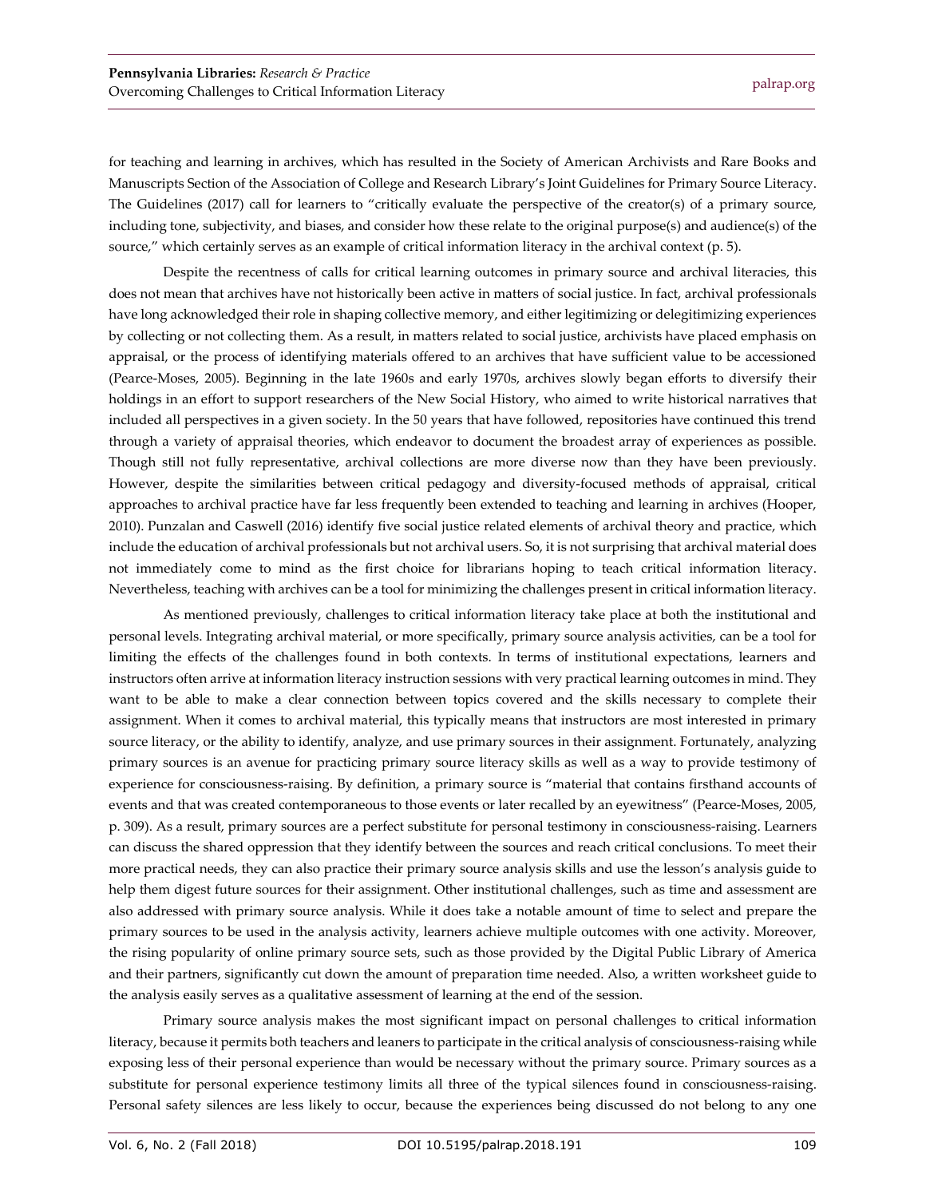for teaching and learning in archives, which has resulted in the Society of American Archivists and Rare Books and Manuscripts Section of the Association of College and Research Library's Joint Guidelines for Primary Source Literacy. The Guidelines (2017) call for learners to "critically evaluate the perspective of the creator(s) of a primary source, including tone, subjectivity, and biases, and consider how these relate to the original purpose(s) and audience(s) of the source," which certainly serves as an example of critical information literacy in the archival context (p. 5).

Despite the recentness of calls for critical learning outcomes in primary source and archival literacies, this does not mean that archives have not historically been active in matters of social justice. In fact, archival professionals have long acknowledged their role in shaping collective memory, and either legitimizing or delegitimizing experiences by collecting or not collecting them. As a result, in matters related to social justice, archivists have placed emphasis on appraisal, or the process of identifying materials offered to an archives that have sufficient value to be accessioned (Pearce-Moses, 2005). Beginning in the late 1960s and early 1970s, archives slowly began efforts to diversify their holdings in an effort to support researchers of the New Social History, who aimed to write historical narratives that included all perspectives in a given society. In the 50 years that have followed, repositories have continued this trend through a variety of appraisal theories, which endeavor to document the broadest array of experiences as possible. Though still not fully representative, archival collections are more diverse now than they have been previously. However, despite the similarities between critical pedagogy and diversity-focused methods of appraisal, critical approaches to archival practice have far less frequently been extended to teaching and learning in archives (Hooper, 2010). Punzalan and Caswell (2016) identify five social justice related elements of archival theory and practice, which include the education of archival professionals but not archival users. So, it is not surprising that archival material does not immediately come to mind as the first choice for librarians hoping to teach critical information literacy. Nevertheless, teaching with archives can be a tool for minimizing the challenges present in critical information literacy.

As mentioned previously, challenges to critical information literacy take place at both the institutional and personal levels. Integrating archival material, or more specifically, primary source analysis activities, can be a tool for limiting the effects of the challenges found in both contexts. In terms of institutional expectations, learners and instructors often arrive at information literacy instruction sessions with very practical learning outcomes in mind. They want to be able to make a clear connection between topics covered and the skills necessary to complete their assignment. When it comes to archival material, this typically means that instructors are most interested in primary source literacy, or the ability to identify, analyze, and use primary sources in their assignment. Fortunately, analyzing primary sources is an avenue for practicing primary source literacy skills as well as a way to provide testimony of experience for consciousness-raising. By definition, a primary source is "material that contains firsthand accounts of events and that was created contemporaneous to those events or later recalled by an eyewitness" (Pearce-Moses, 2005, p. 309). As a result, primary sources are a perfect substitute for personal testimony in consciousness-raising. Learners can discuss the shared oppression that they identify between the sources and reach critical conclusions. To meet their more practical needs, they can also practice their primary source analysis skills and use the lesson's analysis guide to help them digest future sources for their assignment. Other institutional challenges, such as time and assessment are also addressed with primary source analysis. While it does take a notable amount of time to select and prepare the primary sources to be used in the analysis activity, learners achieve multiple outcomes with one activity. Moreover, the rising popularity of online primary source sets, such as those provided by the Digital Public Library of America and their partners, significantly cut down the amount of preparation time needed. Also, a written worksheet guide to the analysis easily serves as a qualitative assessment of learning at the end of the session.

Primary source analysis makes the most significant impact on personal challenges to critical information literacy, because it permits both teachers and leaners to participate in the critical analysis of consciousness-raising while exposing less of their personal experience than would be necessary without the primary source. Primary sources as a substitute for personal experience testimony limits all three of the typical silences found in consciousness-raising. Personal safety silences are less likely to occur, because the experiences being discussed do not belong to any one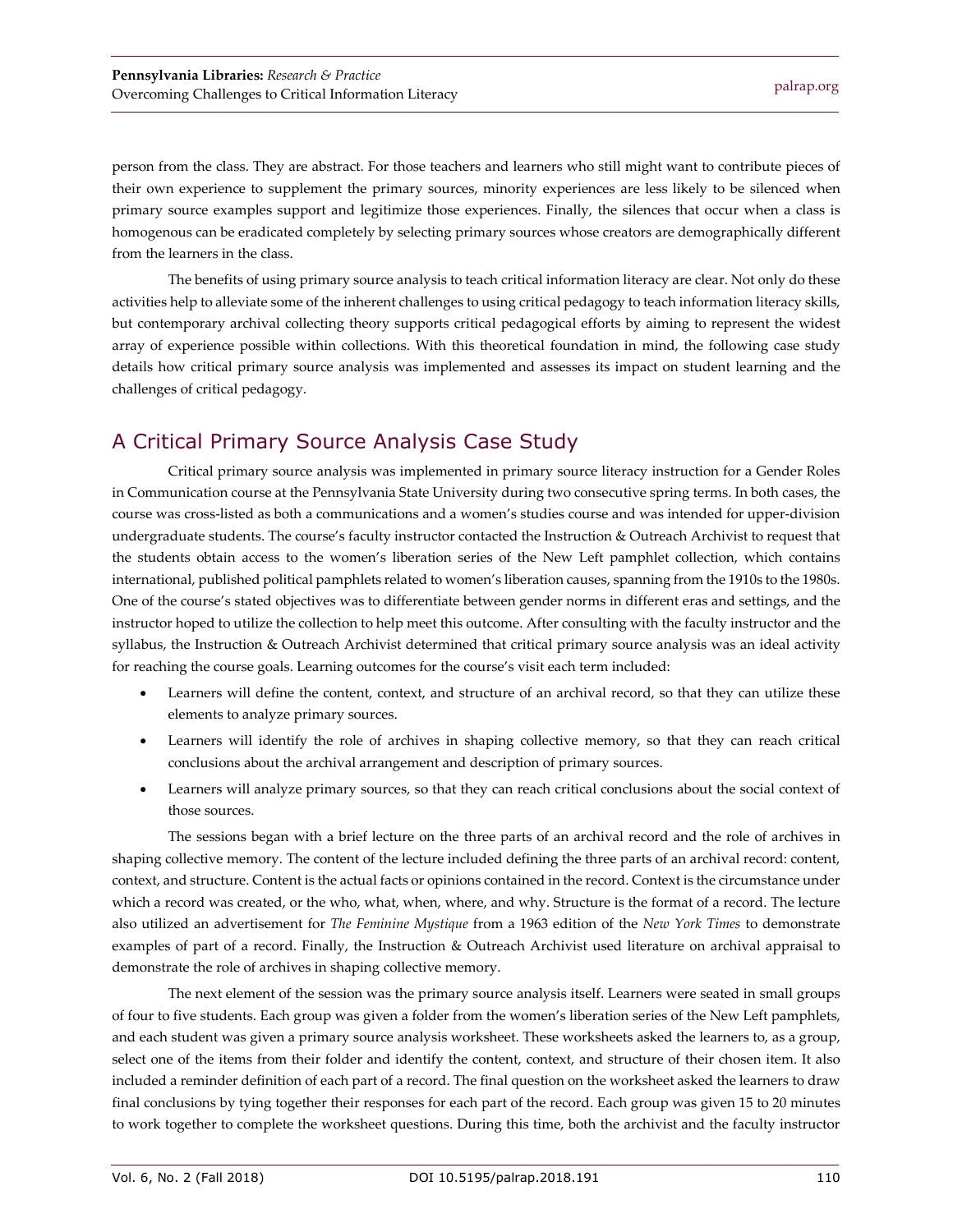person from the class. They are abstract. For those teachers and learners who still might want to contribute pieces of their own experience to supplement the primary sources, minority experiences are less likely to be silenced when primary source examples support and legitimize those experiences. Finally, the silences that occur when a class is homogenous can be eradicated completely by selecting primary sources whose creators are demographically different from the learners in the class.

The benefits of using primary source analysis to teach critical information literacy are clear. Not only do these activities help to alleviate some of the inherent challenges to using critical pedagogy to teach information literacy skills, but contemporary archival collecting theory supports critical pedagogical efforts by aiming to represent the widest array of experience possible within collections. With this theoretical foundation in mind, the following case study details how critical primary source analysis was implemented and assesses its impact on student learning and the challenges of critical pedagogy.

## A Critical Primary Source Analysis Case Study

Critical primary source analysis was implemented in primary source literacy instruction for a Gender Roles in Communication course at the Pennsylvania State University during two consecutive spring terms. In both cases, the course was cross-listed as both a communications and a women's studies course and was intended for upper-division undergraduate students. The course's faculty instructor contacted the Instruction & Outreach Archivist to request that the students obtain access to the women's liberation series of the New Left pamphlet collection, which contains international, published political pamphlets related to women's liberation causes, spanning from the 1910s to the 1980s. One of the course's stated objectives was to differentiate between gender norms in different eras and settings, and the instructor hoped to utilize the collection to help meet this outcome. After consulting with the faculty instructor and the syllabus, the Instruction & Outreach Archivist determined that critical primary source analysis was an ideal activity for reaching the course goals. Learning outcomes for the course's visit each term included:

- Learners will define the content, context, and structure of an archival record, so that they can utilize these elements to analyze primary sources.
- Learners will identify the role of archives in shaping collective memory, so that they can reach critical conclusions about the archival arrangement and description of primary sources.
- Learners will analyze primary sources, so that they can reach critical conclusions about the social context of those sources.

The sessions began with a brief lecture on the three parts of an archival record and the role of archives in shaping collective memory. The content of the lecture included defining the three parts of an archival record: content, context, and structure. Content is the actual facts or opinions contained in the record. Context is the circumstance under which a record was created, or the who, what, when, where, and why. Structure is the format of a record. The lecture also utilized an advertisement for *The Feminine Mystique* from a 1963 edition of the *New York Times* to demonstrate examples of part of a record. Finally, the Instruction & Outreach Archivist used literature on archival appraisal to demonstrate the role of archives in shaping collective memory.

The next element of the session was the primary source analysis itself. Learners were seated in small groups of four to five students. Each group was given a folder from the women's liberation series of the New Left pamphlets, and each student was given a primary source analysis worksheet. These worksheets asked the learners to, as a group, select one of the items from their folder and identify the content, context, and structure of their chosen item. It also included a reminder definition of each part of a record. The final question on the worksheet asked the learners to draw final conclusions by tying together their responses for each part of the record. Each group was given 15 to 20 minutes to work together to complete the worksheet questions. During this time, both the archivist and the faculty instructor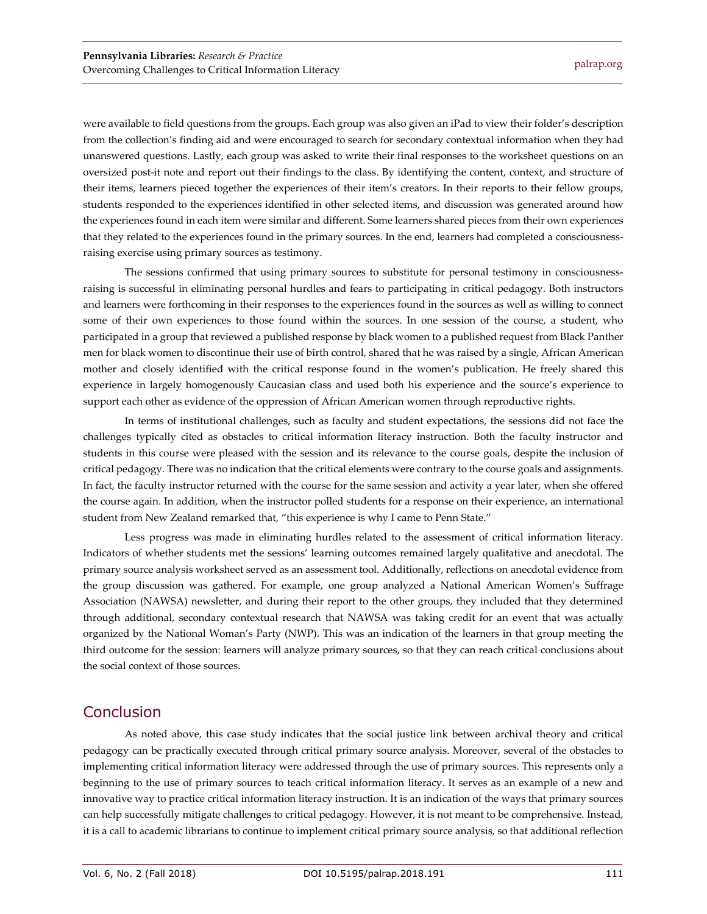were available to field questions from the groups. Each group was also given an iPad to view their folder's description from the collection's finding aid and were encouraged to search for secondary contextual information when they had unanswered questions. Lastly, each group was asked to write their final responses to the worksheet questions on an oversized post-it note and report out their findings to the class. By identifying the content, context, and structure of their items, learners pieced together the experiences of their item's creators. In their reports to their fellow groups, students responded to the experiences identified in other selected items, and discussion was generated around how the experiences found in each item were similar and different. Some learners shared pieces from their own experiences that they related to the experiences found in the primary sources. In the end, learners had completed a consciousness-raising exercise using primary sources as testimony.

The sessions confirmed that using primary sources to substitute for personal testimony in consciousness-raising is successful in eliminating personal hurdles and fears to participating in critical pedagogy. Both instructors and learners were forthcoming in their responses to the experiences found in the sources as well as willing to connect some of their own experiences to those found within the sources. In one session of the course, a student, who participated in a group that reviewed a published response by black women to a published request from Black Panther men for black women to discontinue their use of birth control, shared that he was raised by a single, African American mother and closely identified with the critical response found in the women's publication. He freely shared this experience in largely homogenously Caucasian class and used both his experience and the source's experience to support each other as evidence of the oppression of African American women through reproductive rights.

In terms of institutional challenges, such as faculty and student expectations, the sessions did not face the challenges typically cited as obstacles to critical information literacy instruction. Both the faculty instructor and students in this course were pleased with the session and its relevance to the course goals, despite the inclusion of critical pedagogy. There was no indication that the critical elements were contrary to the course goals and assignments. In fact, the faculty instructor returned with the course for the same session and activity a year later, when she offered the course again. In addition, when the instructor polled students for a response on their experience, an international student from New Zealand remarked that, "this experience is why I came to Penn State."

Less progress was made in eliminating hurdles related to the assessment of critical information literacy. Indicators of whether students met the sessions' learning outcomes remained largely qualitative and anecdotal. The primary source analysis worksheet served as an assessment tool. Additionally, reflections on anecdotal evidence from the group discussion was gathered. For example, one group analyzed a National American Women's Suffrage Association (NAWSA) newsletter, and during their report to the other groups, they included that they determined through additional, secondary contextual research that NAWSA was taking credit for an event that was actually organized by the National Woman's Party (NWP). This was an indication of the learners in that group meeting the third outcome for the session: learners will analyze primary sources, so that they can reach critical conclusions about the social context of those sources.

## Conclusion

As noted above, this case study indicates that the social justice link between archival theory and critical pedagogy can be practically executed through critical primary source analysis. Moreover, several of the obstacles to implementing critical information literacy were addressed through the use of primary sources. This represents only a beginning to the use of primary sources to teach critical information literacy. It serves as an example of a new and innovative way to practice critical information literacy instruction. It is an indication of the ways that primary sources can help successfully mitigate challenges to critical pedagogy. However, it is not meant to be comprehensive. Instead, it is a call to academic librarians to continue to implement critical primary source analysis, so that additional reflection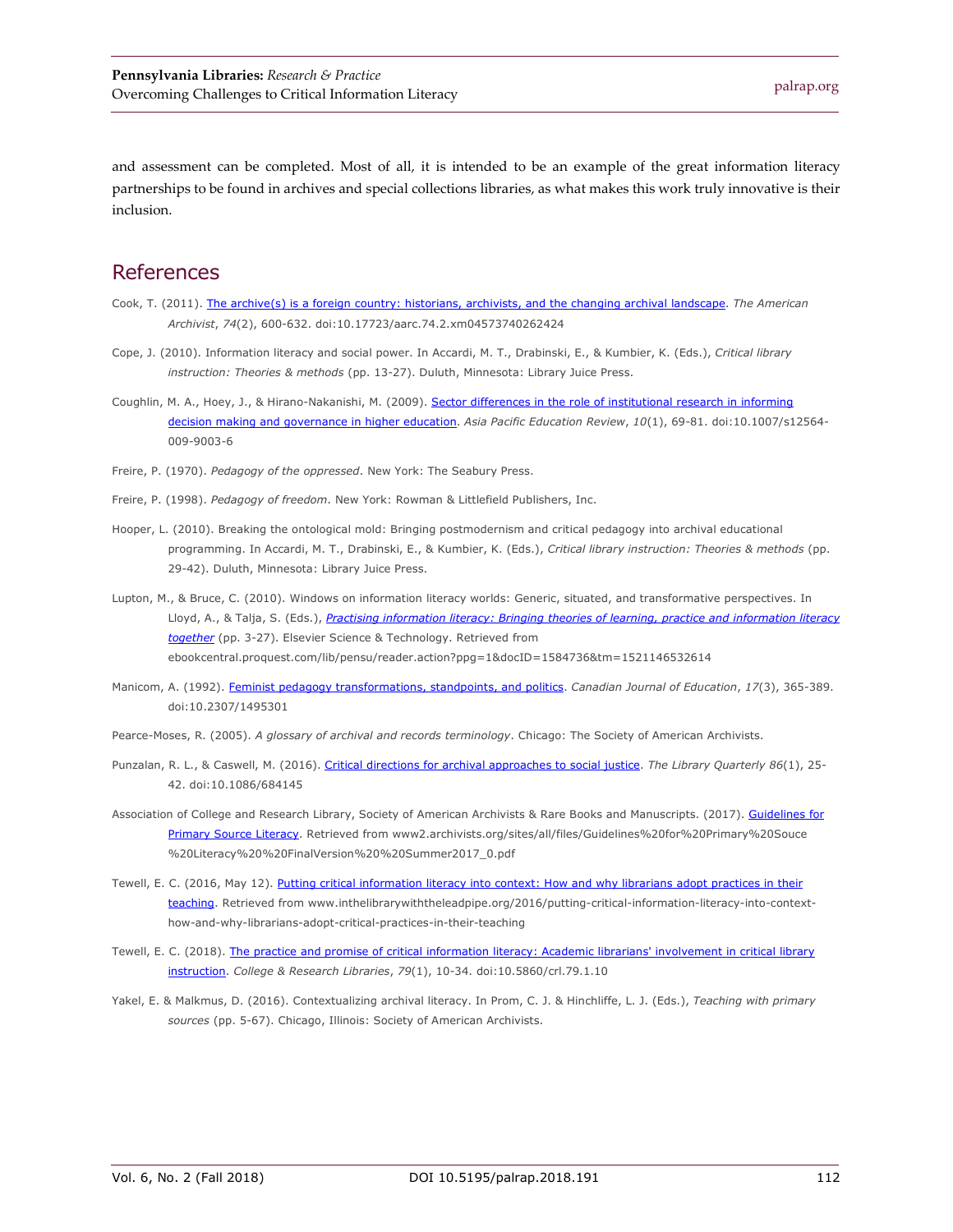and assessment can be completed. Most of all, it is intended to be an example of the great information literacy partnerships to be found in archives and special collections libraries, as what makes this work truly innovative is their inclusion.

## References

Cook, T. (2011). The archive(s) is a foreign country: historians, archivists, and the changing archival landscape. *The American Archivist*, *74*(2), 600-632. doi:10.17723/aarc.74.2.xm04573740262424

Cope, J. (2010). Information literacy and social power. In Accardi, M. T., Drabinski, E., & Kumbier, K. (Eds.), *Critical library instruction: Theories & methods* (pp. 13-27). Duluth, Minnesota: Library Juice Press.

Coughlin, M. A., Hoey, J., & Hirano-Nakanishi, M. (2009). Sector differences in the role of institutional research in informing decision making and governance in higher education. *Asia Pacific Education Review*, *10*(1), 69-81. doi:10.1007/s12564-009-9003-6

Freire, P. (1970). *Pedagogy of the oppressed*. New York: The Seabury Press.

Freire, P. (1998). *Pedagogy of freedom*. New York: Rowman & Littlefield Publishers, Inc.

Hooper, L. (2010). Breaking the ontological mold: Bringing postmodernism and critical pedagogy into archival educational programming. In Accardi, M. T., Drabinski, E., & Kumbier, K. (Eds.), *Critical library instruction: Theories & methods* (pp. 29-42). Duluth, Minnesota: Library Juice Press.

Lupton, M., & Bruce, C. (2010). Windows on information literacy worlds: Generic, situated, and transformative perspectives. In Lloyd, A., & Talja, S. (Eds.), *Practising information literacy: Bringing theories of learning, practice and information literacy together* (pp. 3-27). Elsevier Science & Technology. Retrieved from ebookcentral.proquest.com/lib/pensu/reader.action?ppg=1&docID=1584736&tm=1521146532614

Manicom, A. (1992). Feminist pedagogy transformations, standpoints, and politics. *Canadian Journal of Education*, *17*(3), 365-389. doi:10.2307/1495301

Pearce-Moses, R. (2005). *A glossary of archival and records terminology*. Chicago: The Society of American Archivists.

Punzalan, R. L., & Caswell, M. (2016). Critical directions for archival approaches to social justice. *The Library Quarterly 86*(1), 25-42. doi:10.1086/684145

Association of College and Research Library, Society of American Archivists & Rare Books and Manuscripts. (2017). Guidelines for Primary Source Literacy. Retrieved from www2.archivists.org/sites/all/files/Guidelines%20for%20Primary%20Souce%20Literacy%20%20FinalVersion%20%20Summer2017_0.pdf

Tewell, E. C. (2016, May 12). Putting critical information literacy into context: How and why librarians adopt practices in their teaching. Retrieved from www.inthelibrarywiththeleadpipe.org/2016/putting-critical-information-literacy-into-context-how-and-why-librarians-adopt-critical-practices-in-their-teaching

Tewell, E. C. (2018). The practice and promise of critical information literacy: Academic librarians' involvement in critical library instruction. *College & Research Libraries*, *79*(1), 10-34. doi:10.5860/crl.79.1.10

Yakel, E. & Malkmus, D. (2016). Contextualizing archival literacy. In Prom, C. J. & Hinchliffe, L. J. (Eds.), *Teaching with primary sources* (pp. 5-67). Chicago, Illinois: Society of American Archivists.